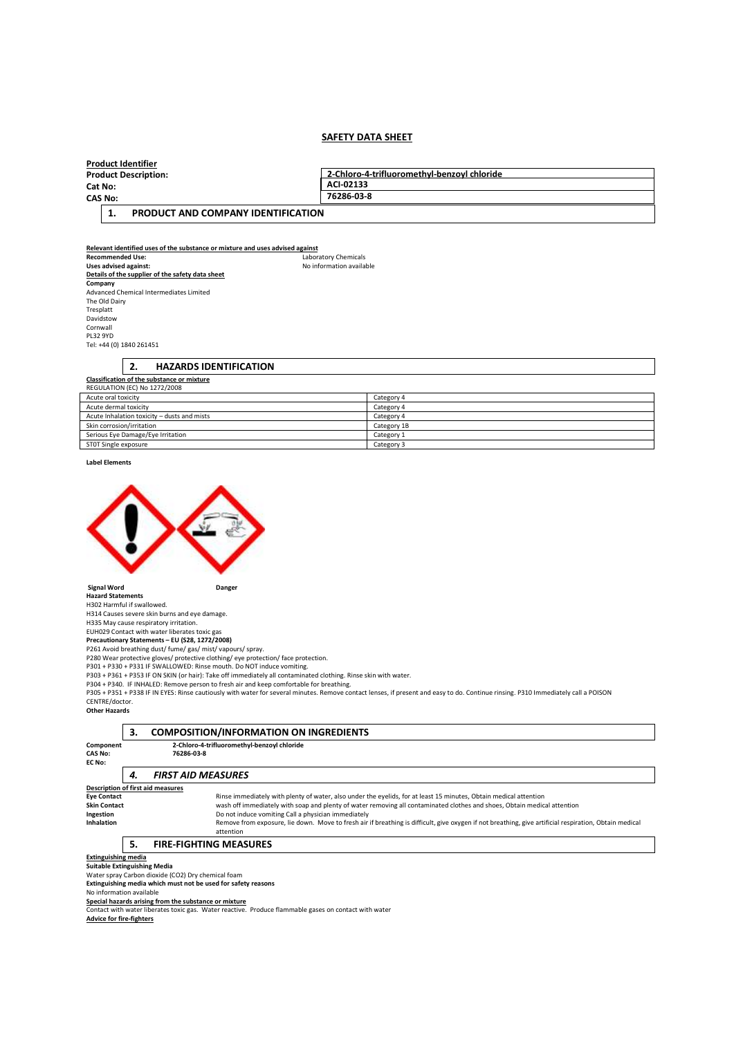## SAFETY DATA SHEET

**Product Identifier**

| **Product Description:** | **2-Chloro-4-trifluoromethyl-benzoyl chloride** |
|---|---|
| **Cat No:** | **ACI-02133** |
| **CAS No:** | **76286-03-8** |

## 1. PRODUCT AND COMPANY IDENTIFICATION

**Relevant identified uses of the substance or mixture and uses advised against**

**Recommended Use:** Laboratory Chemicals
**Uses advised against:** No information available

**Details of the supplier of the safety data sheet**

**Company**
Advanced Chemical Intermediates Limited
The Old Dairy
Tresplatt
Davidstow
Cornwall
PL32 9YD
Tel: +44 (0) 1840 261451

## 2. HAZARDS IDENTIFICATION

**Classification of the substance or mixture**

REGULATION (EC) No 1272/2008

| | |
|---|---|
| Acute oral toxicity | Category 4 |
| Acute dermal toxicity | Category 4 |
| Acute Inhalation toxicity – dusts and mists | Category 4 |
| Skin corrosion/irritation | Category 1B |
| Serious Eye Damage/Eye Irritation | Category 1 |
| STOT Single exposure | Category 3 |

**Label Elements**

**Signal Word** **Danger**

**Hazard Statements**
H302 Harmful if swallowed.
H314 Causes severe skin burns and eye damage.
H335 May cause respiratory irritation.
EUH029 Contact with water liberates toxic gas

**Precautionary Statements – EU (S28, 1272/2008)**
P261 Avoid breathing dust/ fume/ gas/ mist/ vapours/ spray.
P280 Wear protective gloves/ protective clothing/ eye protection/ face protection.
P301 + P330 + P331 IF SWALLOWED: Rinse mouth. Do NOT induce vomiting.
P303 + P361 + P353 IF ON SKIN (or hair): Take off immediately all contaminated clothing. Rinse skin with water.
P304 + P340. IF INHALED: Remove person to fresh air and keep comfortable for breathing.
P305 + P351 + P338 IF IN EYES: Rinse cautiously with water for several minutes. Remove contact lenses, if present and easy to do. Continue rinsing. P310 Immediately call a POISON CENTRE/doctor.

**Other Hazards**

## 3. COMPOSITION/INFORMATION ON INGREDIENTS

**Component** **2-Chloro-4-trifluoromethyl-benzoyl chloride**
**CAS No:** **76286-03-8**
**EC No:**

## *4. FIRST AID MEASURES*

**Description of first aid measures**

**Eye Contact** Rinse immediately with plenty of water, also under the eyelids, for at least 15 minutes, Obtain medical attention
**Skin Contact** wash off immediately with soap and plenty of water removing all contaminated clothes and shoes, Obtain medical attention
**Ingestion** Do not induce vomiting Call a physician immediately
**Inhalation** Remove from exposure, lie down. Move to fresh air if breathing is difficult, give oxygen if not breathing, give artificial respiration, Obtain medical attention

## 5. FIRE-FIGHTING MEASURES

**Extinguishing media**

**Suitable Extinguishing Media**
Water spray Carbon dioxide ($CO_2$) Dry chemical foam

**Extinguishing media which must not be used for safety reasons**
No information available

**Special hazards arising from the substance or mixture**
Contact with water liberates toxic gas. Water reactive. Produce flammable gases on contact with water

**Advice for fire-fighters**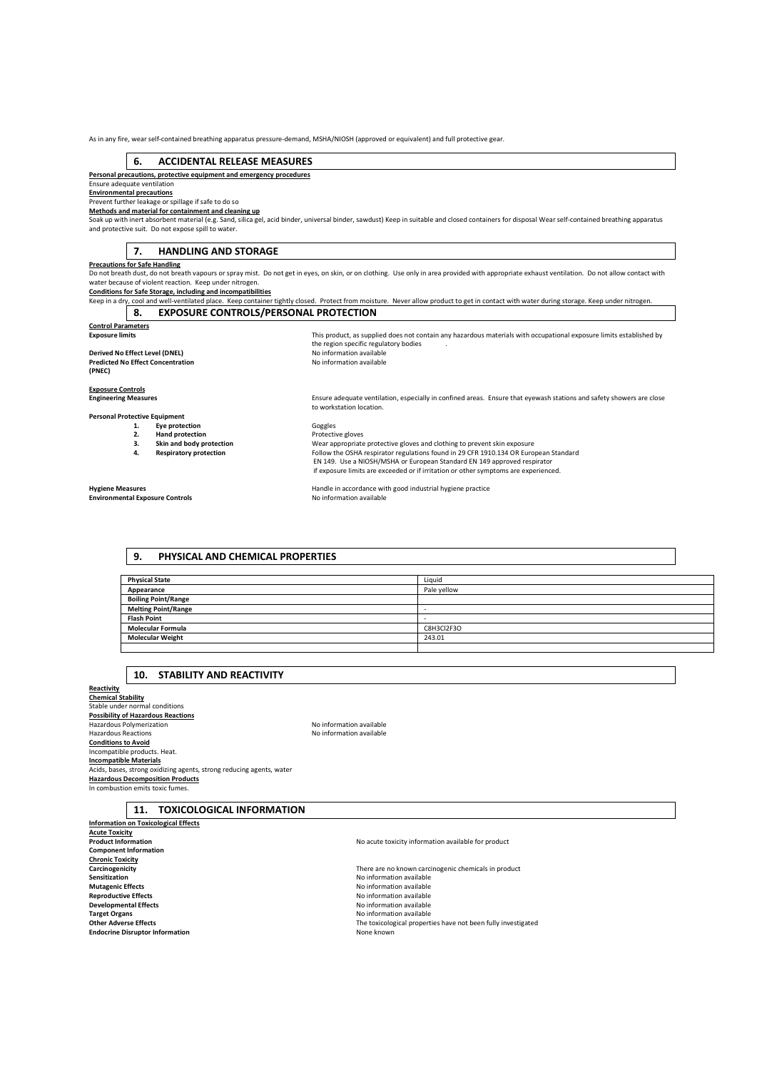As in any fire, wear self-contained breathing apparatus pressure-demand, MSHA/NIOSH (approved or equivalent) and full protective gear.

## 6. ACCIDENTAL RELEASE MEASURES

**Personal precautions, protective equipment and emergency procedures**

Ensure adequate ventilation

**Environmental precautions**

Prevent further leakage or spillage if safe to do so

**Methods and material for containment and cleaning up**

Soak up with inert absorbent material (e.g. Sand, silica gel, acid binder, universal binder, sawdust) Keep in suitable and closed containers for disposal Wear self-contained breathing apparatus and protective suit. Do not expose spill to water.

## 7. HANDLING AND STORAGE

**Precautions for Safe Handling**

Do not breath dust, do not breath vapours or spray mist. Do not get in eyes, on skin, or on clothing. Use only in area provided with appropriate exhaust ventilation. Do not allow contact with water because of violent reaction. Keep under nitrogen.

**Conditions for Safe Storage, including and incompatibilities**

Keep in a dry, cool and well-ventilated place. Keep container tightly closed. Protect from moisture. Never allow product to get in contact with water during storage. Keep under nitrogen.

## 8. EXPOSURE CONTROLS/PERSONAL PROTECTION

**Control Parameters**

**Exposure limits** — This product, as supplied does not contain any hazardous materials with occupational exposure limits established by the region specific regulatory bodies .

**Derived No Effect Level (DNEL)** — No information available

**Predicted No Effect Concentration (PNEC)** — No information available

**Exposure Controls**

**Engineering Measures** — Ensure adequate ventilation, especially in confined areas. Ensure that eyewash stations and safety showers are close to workstation location.

**Personal Protective Equipment**

1. **Eye protection** — Goggles
2. **Hand protection** — Protective gloves
3. **Skin and body protection** — Wear appropriate protective gloves and clothing to prevent skin exposure
4. **Respiratory protection** — Follow the OSHA respirator regulations found in 29 CFR 1910.134 OR European Standard EN 149. Use a NIOSH/MSHA or European Standard EN 149 approved respirator if exposure limits are exceeded or if irritation or other symptoms are experienced.

**Hygiene Measures** — Handle in accordance with good industrial hygiene practice

**Environmental Exposure Controls** — No information available

## 9. PHYSICAL AND CHEMICAL PROPERTIES

| Property | Value |
|---|---|
| **Physical State** | Liquid |
| **Appearance** | Pale yellow |
| **Boiling Point/Range** | |
| **Melting Point/Range** | - |
| **Flash Point** | - |
| **Molecular Formula** | $C_8H_3Cl_2F_3O$ |
| **Molecular Weight** | 243.01 |
| | |

## 10. STABILITY AND REACTIVITY

**Reactivity**

**Chemical Stability**

Stable under normal conditions

**Possibility of Hazardous Reactions**

Hazardous Polymerization — No information available

Hazardous Reactions — No information available

**Conditions to Avoid**

Incompatible products. Heat.

**Incompatible Materials**

Acids, bases, strong oxidizing agents, strong reducing agents, water

**Hazardous Decomposition Products**

In combustion emits toxic fumes.

## 11. TOXICOLOGICAL INFORMATION

**Information on Toxicological Effects**

**Acute Toxicity**

**Product Information** — No acute toxicity information available for product

**Component Information**

**Chronic Toxicity**

**Carcinogenicity** — There are no known carcinogenic chemicals in product

**Sensitization** — No information available

**Mutagenic Effects** — No information available

**Reproductive Effects** — No information available

**Developmental Effects** — No information available

**Target Organs** — No information available

**Other Adverse Effects** — The toxicological properties have not been fully investigated

**Endocrine Disruptor Information** — None known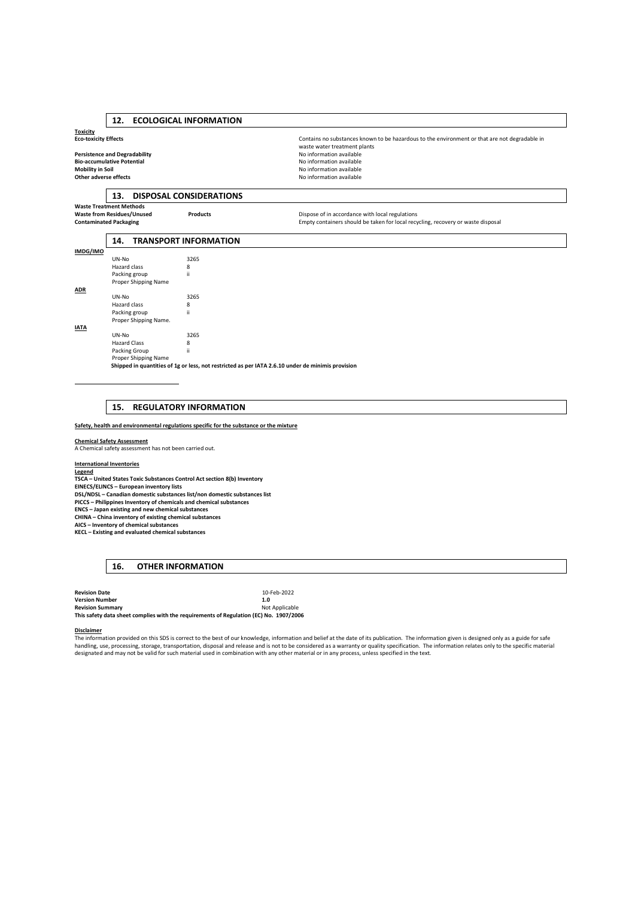## 12. ECOLOGICAL INFORMATION

**Toxicity**

| | |
|---|---|
| **Eco-toxicity Effects** | Contains no substances known to be hazardous to the environment or that are not degradable in waste water treatment plants |
| **Persistence and Degradability** | No information available |
| **Bio-accumulative Potential** | No information available |
| **Mobility in Soil** | No information available |
| **Other adverse effects** | No information available |

## 13. DISPOSAL CONSIDERATIONS

**Waste Treatment Methods**

| | | |
|---|---|---|
| **Waste from Residues/Unused** | **Products** | Dispose of in accordance with local regulations |
| **Contaminated Packaging** | | Empty containers should be taken for local recycling, recovery or waste disposal |

## 14. TRANSPORT INFORMATION

**IMDG/IMO**

| | |
|---|---|
| UN-No | 3265 |
| Hazard class | 8 |
| Packing group | ii |
| Proper Shipping Name | |

**ADR**

| | |
|---|---|
| UN-No | 3265 |
| Hazard class | 8 |
| Packing group | ii |
| Proper Shipping Name. | |

**IATA**

| | |
|---|---|
| UN-No | 3265 |
| Hazard Class | 8 |
| Packing Group | ii |
| Proper Shipping Name | |

**Shipped in quantities of 1g or less, not restricted as per IATA 2.6.10 under de minimis provision**

## 15. REGULATORY INFORMATION

**Safety, health and environmental regulations specific for the substance or the mixture**

**Chemical Safety Assessment**
A Chemical safety assessment has not been carried out.

**International Inventories**

**Legend**
**TSCA – United States Toxic Substances Control Act section 8(b) Inventory**
**EINECS/ELINCS – European inventory lists**
**DSL/NDSL – Canadian domestic substances list/non domestic substances list**
**PICCS – Philippines Inventory of chemicals and chemical substances**
**ENCS – Japan existing and new chemical substances**
**CHINA – China inventory of existing chemical substances**
**AICS – Inventory of chemical substances**
**KECL – Existing and evaluated chemical substances**

## 16. OTHER INFORMATION

| | |
|---|---|
| **Revision Date** | 10-Feb-2022 |
| **Version Number** | **1.0** |
| **Revision Summary** | Not Applicable |

**This safety data sheet complies with the requirements of Regulation (EC) No. 1907/2006**

**Disclaimer**
The information provided on this SDS is correct to the best of our knowledge, information and belief at the date of its publication. The information given is designed only as a guide for safe handling, use, processing, storage, transportation, disposal and release and is not to be considered as a warranty or quality specification. The information relates only to the specific material designated and may not be valid for such material used in combination with any other material or in any process, unless specified in the text.